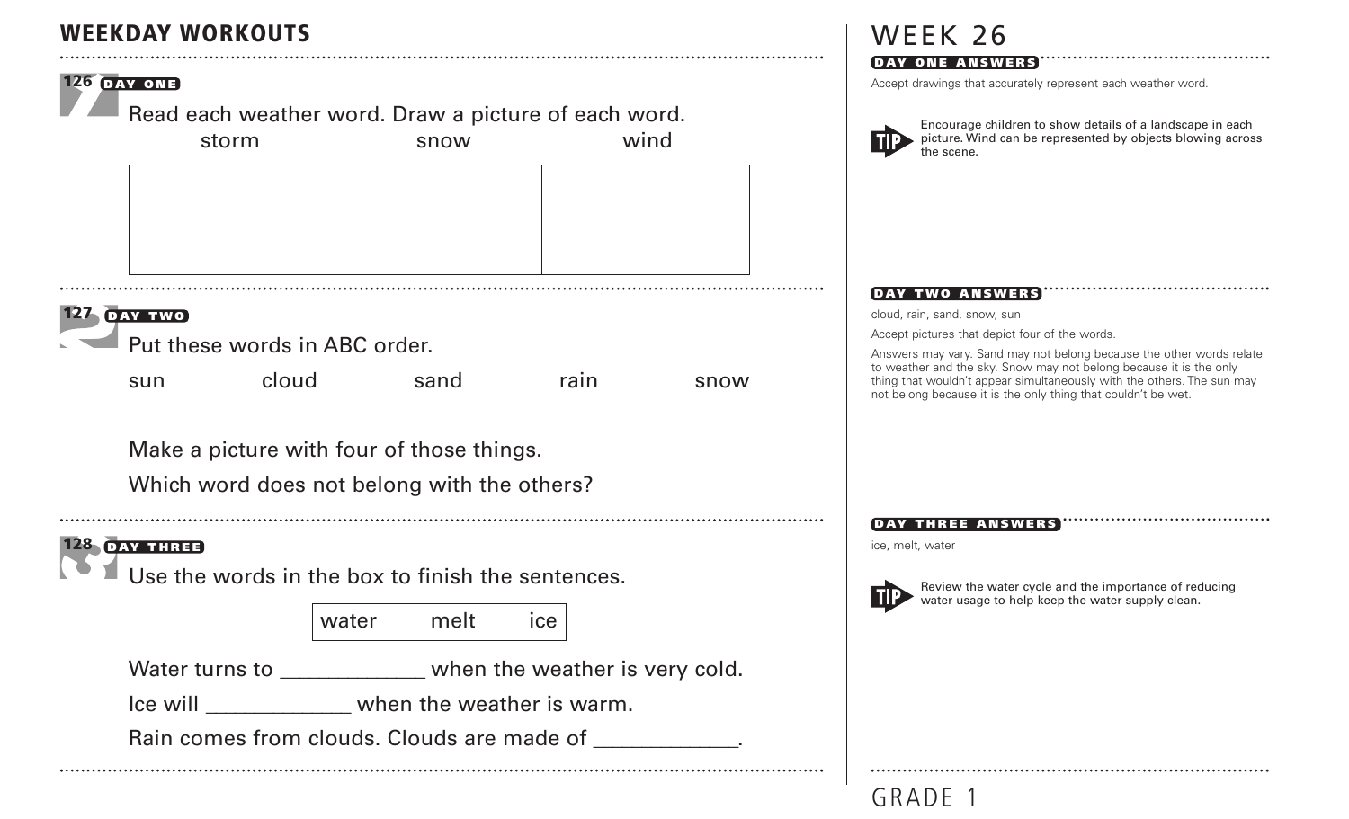# WEEKDAY WORKOUTS

## 126 DAY ONE

Read each weather word. Draw a picture of each word.

| storm | snow | wind |
|---|---|---|
| | | |

## 127 DAY TWO

Put these words in ABC order.

sun cloud sand rain snow

Make a picture with four of those things.

Which word does not belong with the others?

## 128 DAY THREE

Use the words in the box to finish the sentences.

| water | melt | ice |
|---|---|---|

Water turns to ____________ when the weather is very cold.

Ice will ____________ when the weather is warm.

Rain comes from clouds. Clouds are made of ____________.

# WEEK 26

### DAY ONE ANSWERS

Accept drawings that accurately represent each weather word.

**TIP** Encourage children to show details of a landscape in each picture. Wind can be represented by objects blowing across the scene.

### DAY TWO ANSWERS

cloud, rain, sand, snow, sun

Accept pictures that depict four of the words.

Answers may vary. Sand may not belong because the other words relate to weather and the sky. Snow may not belong because it is the only thing that wouldn't appear simultaneously with the others. The sun may not belong because it is the only thing that couldn't be wet.

### DAY THREE ANSWERS

ice, melt, water

**TIP** Review the water cycle and the importance of reducing water usage to help keep the water supply clean.

GRADE 1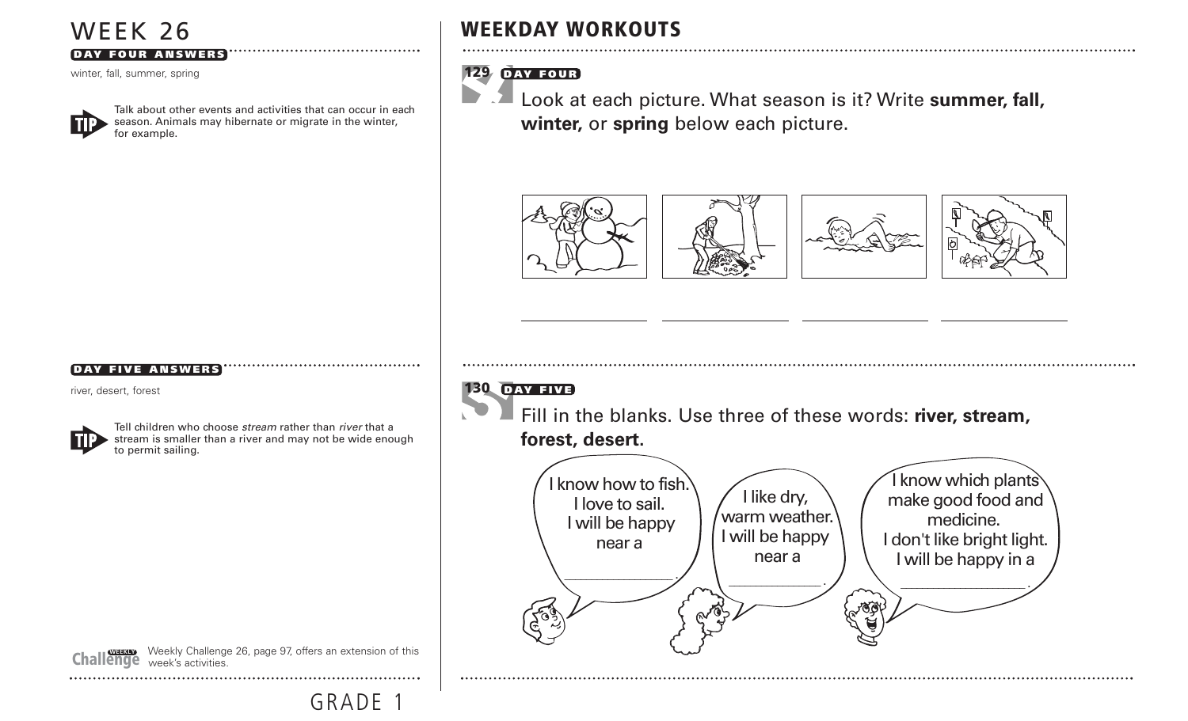# WEEK 26

## DAY FOUR ANSWERS

winter, fall, summer, spring

**TIP** Talk about other events and activities that can occur in each season. Animals may hibernate or migrate in the winter, for example.

## DAY FIVE ANSWERS

river, desert, forest

**TIP** Tell children who choose *stream* rather than *river* that a stream is smaller than a river and may not be wide enough to permit sailing.

**Weekly Challenge** Weekly Challenge 26, page 97, offers an extension of this week's activities.

# WEEKDAY WORKOUTS

## 129 DAY FOUR

Look at each picture. What season is it? Write **summer, fall, winter,** or **spring** below each picture.

______________ ______________ ______________ ______________

## 130 DAY FIVE

Fill in the blanks. Use three of these words: **river, stream, forest, desert.**

I know how to fish. I love to sail. I will be happy near a ______________.

I like dry, warm weather. I will be happy near a ______________.

I know which plants make good food and medicine. I don't like bright light. I will be happy in a ______________.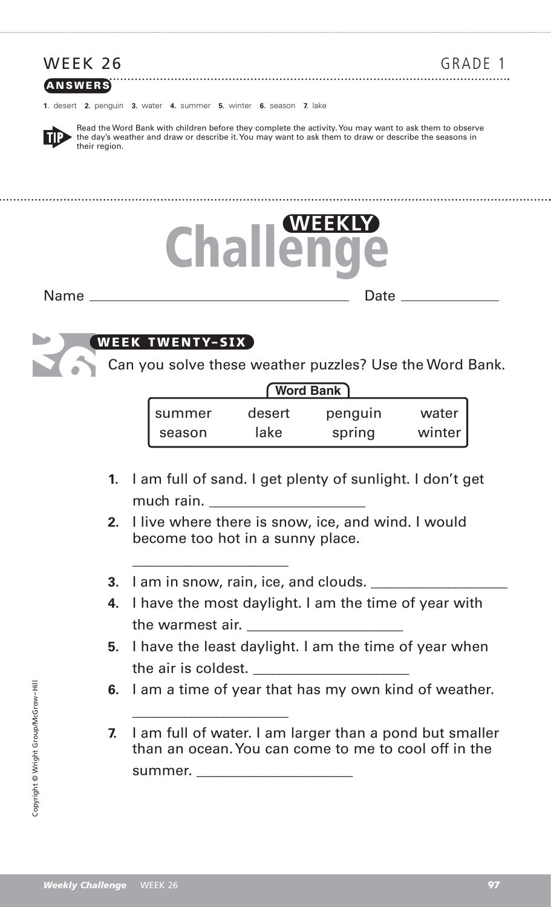## WEEK 26 GRADE 1

**ANSWERS**

**1**. desert **2.** penguin **3.** water **4.** summer **5.** winter **6.** season **7.** lake

**TIP** Read the Word Bank with children before they complete the activity. You may want to ask them to observe the day's weather and draw or describe it. You may want to ask them to draw or describe the seasons in their region.

# WEEKLY Challenge

Name ______________________________ Date ____________

### WEEK TWENTY-SIX

Can you solve these weather puzzles? Use the Word Bank.

**Word Bank**

| | | | |
|---|---|---|---|
| summer | desert | penguin | water |
| season | lake | spring | winter |

1. I am full of sand. I get plenty of sunlight. I don't get much rain. ____________________
2. I live where there is snow, ice, and wind. I would become too hot in a sunny place. ____________________
3. I am in snow, rain, ice, and clouds. ____________________
4. I have the most daylight. I am the time of year with the warmest air. ____________________
5. I have the least daylight. I am the time of year when the air is coldest. ____________________
6. I am a time of year that has my own kind of weather. ____________________
7. I am full of water. I am larger than a pond but smaller than an ocean. You can come to me to cool off in the summer. ____________________

Copyright © Wright Group/McGraw-Hill